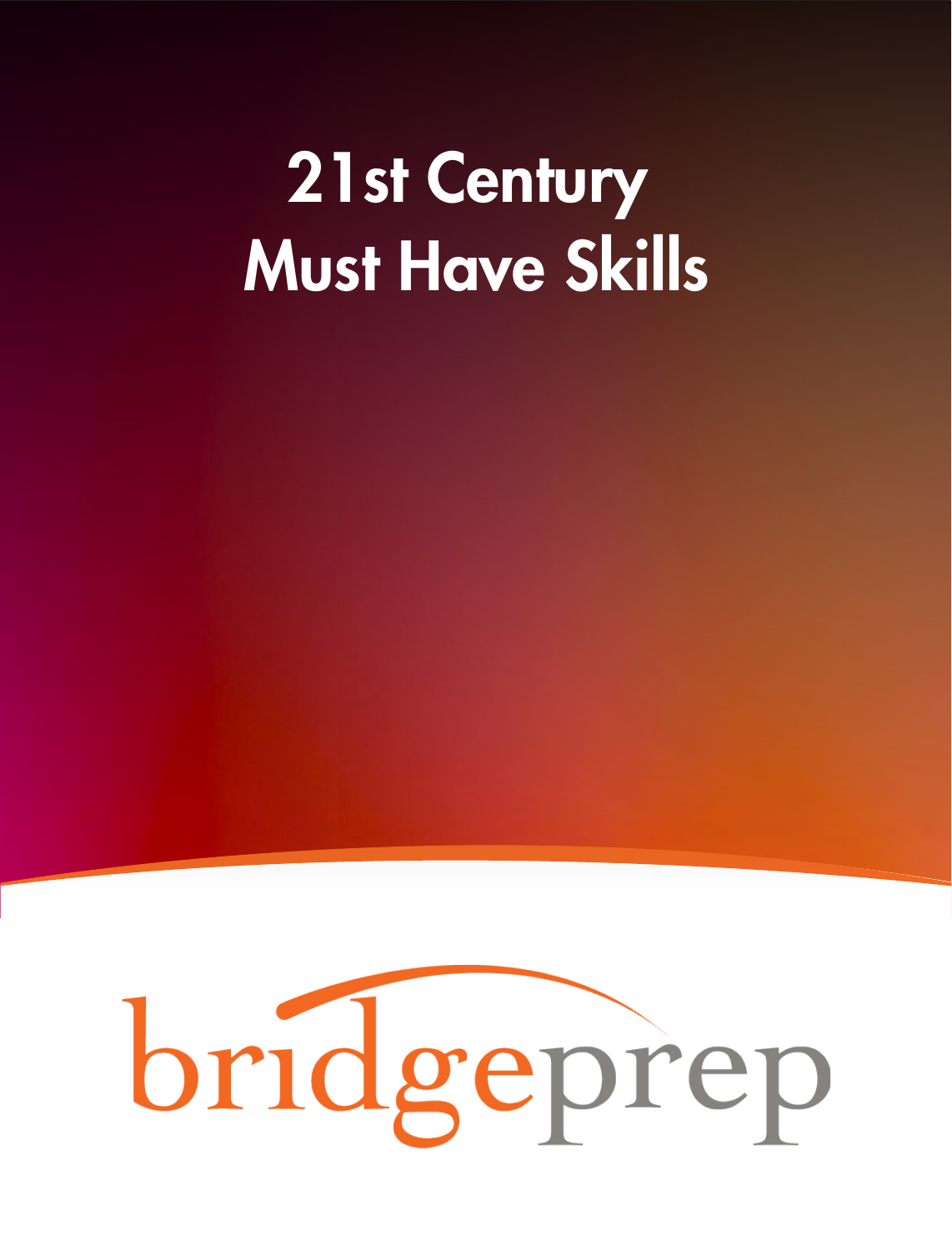# 21st Century Must Have Skills

bridgeprep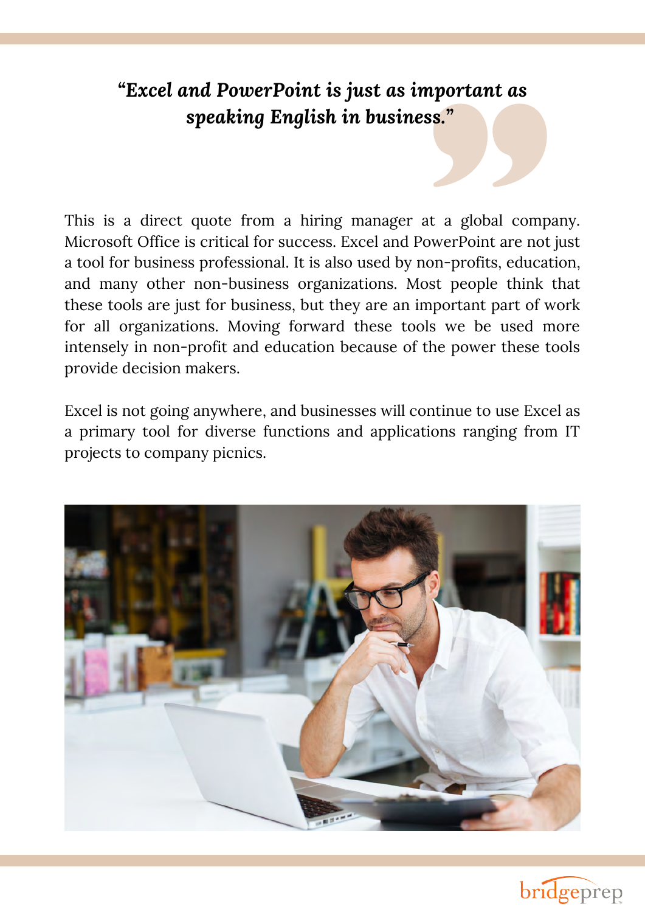***"Excel and PowerPoint is just as important as speaking English in business."***

This is a direct quote from a hiring manager at a global company. Microsoft Office is critical for success. Excel and PowerPoint are not just a tool for business professional. It is also used by non-profits, education, and many other non-business organizations. Most people think that these tools are just for business, but they are an important part of work for all organizations. Moving forward these tools we be used more intensely in non-profit and education because of the power these tools provide decision makers.

Excel is not going anywhere, and businesses will continue to use Excel as a primary tool for diverse functions and applications ranging from IT projects to company picnics.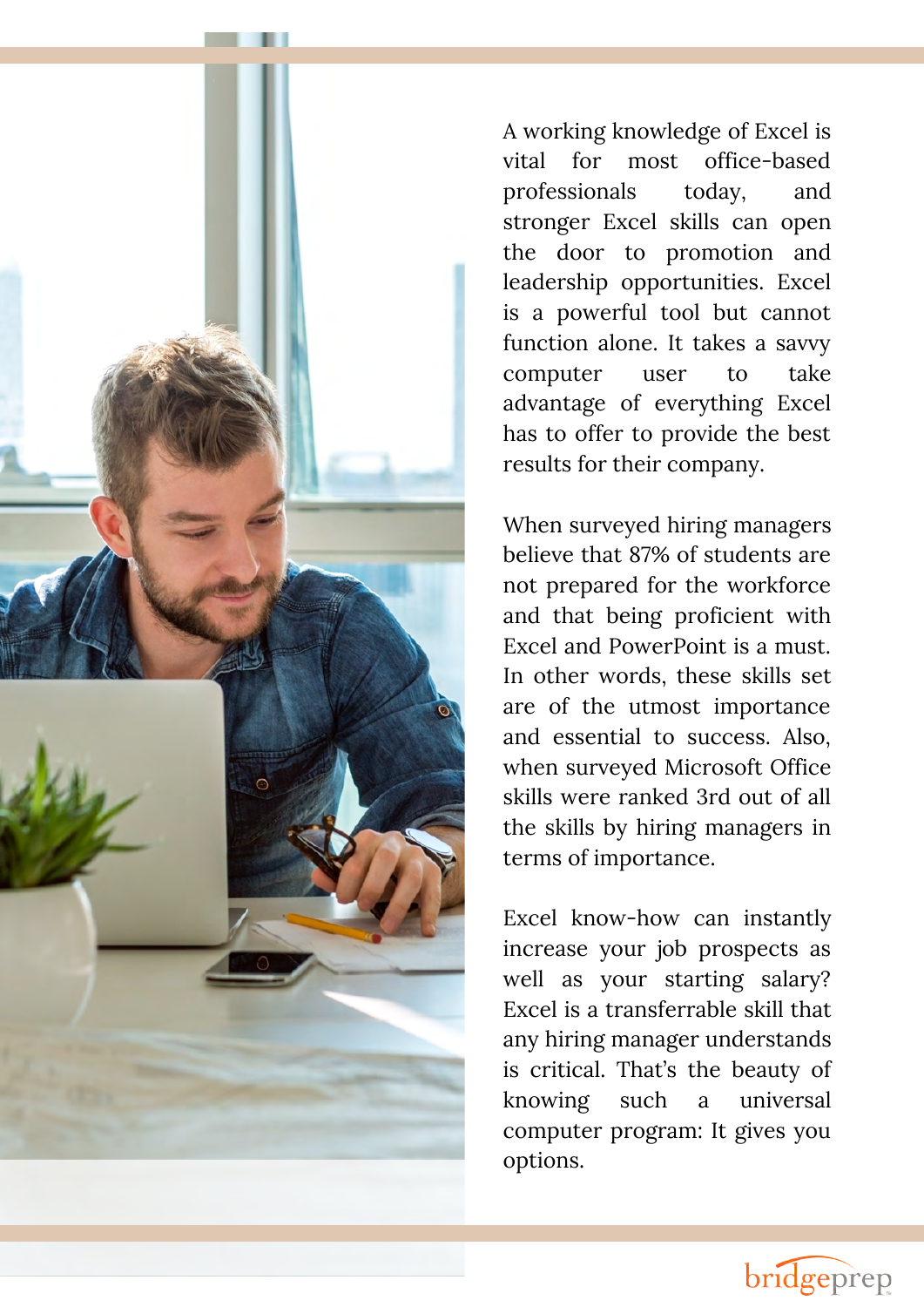A working knowledge of Excel is vital for most office-based professionals today, and stronger Excel skills can open the door to promotion and leadership opportunities. Excel is a powerful tool but cannot function alone. It takes a savvy computer user to take advantage of everything Excel has to offer to provide the best results for their company.

When surveyed hiring managers believe that 87% of students are not prepared for the workforce and that being proficient with Excel and PowerPoint is a must. In other words, these skills set are of the utmost importance and essential to success. Also, when surveyed Microsoft Office skills were ranked 3rd out of all the skills by hiring managers in terms of importance.

Excel know-how can instantly increase your job prospects as well as your starting salary? Excel is a transferrable skill that any hiring manager understands is critical. That's the beauty of knowing such a universal computer program: It gives you options.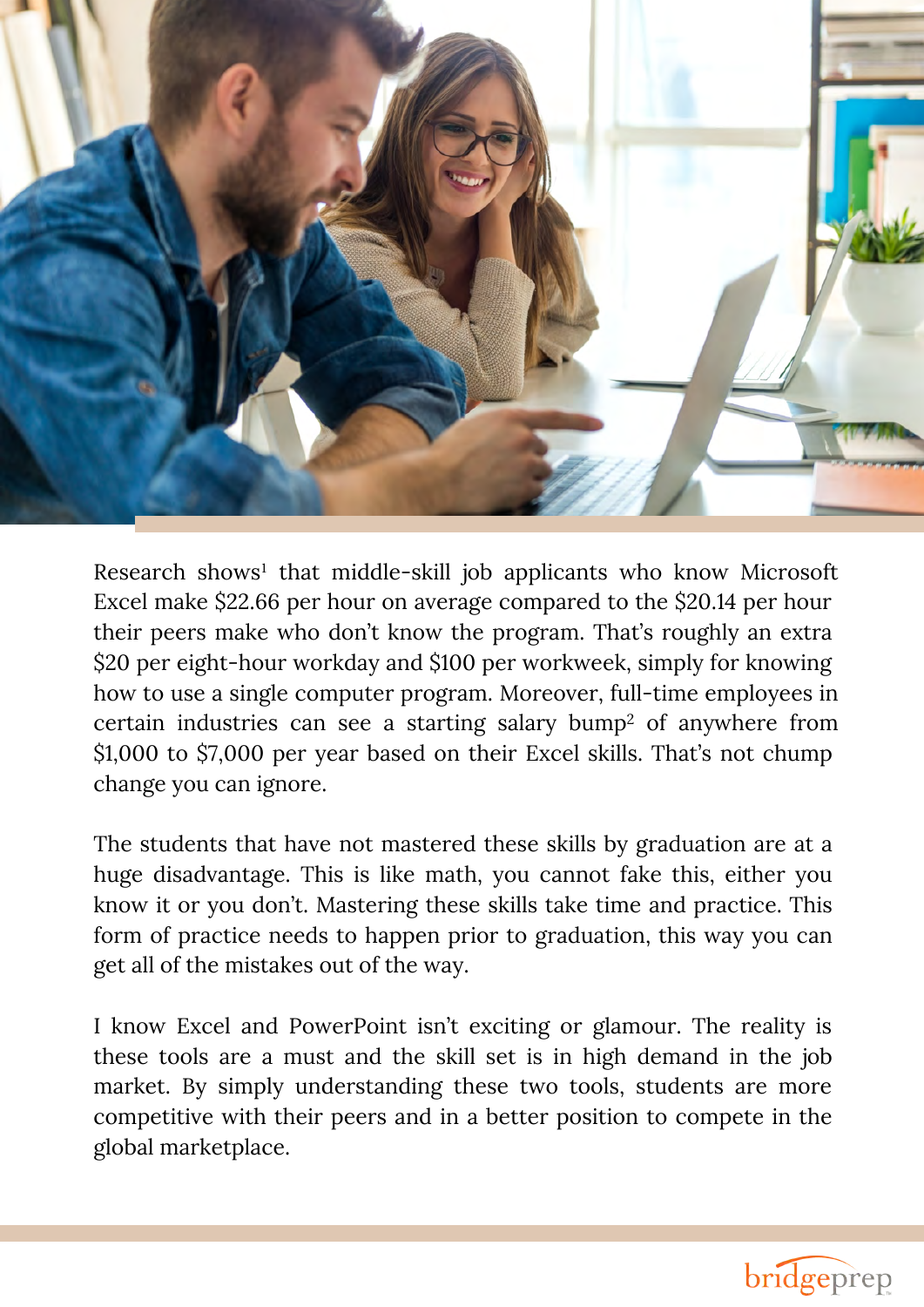Research shows[1] that middle-skill job applicants who know Microsoft Excel make $22.66 per hour on average compared to the $20.14 per hour their peers make who don't know the program. That's roughly an extra $20 per eight-hour workday and $100 per workweek, simply for knowing how to use a single computer program. Moreover, full-time employees in certain industries can see a starting salary bump[2] of anywhere from $1,000 to $7,000 per year based on their Excel skills. That's not chump change you can ignore.

The students that have not mastered these skills by graduation are at a huge disadvantage. This is like math, you cannot fake this, either you know it or you don't. Mastering these skills take time and practice. This form of practice needs to happen prior to graduation, this way you can get all of the mistakes out of the way.

I know Excel and PowerPoint isn't exciting or glamour. The reality is these tools are a must and the skill set is in high demand in the job market. By simply understanding these two tools, students are more competitive with their peers and in a better position to compete in the global marketplace.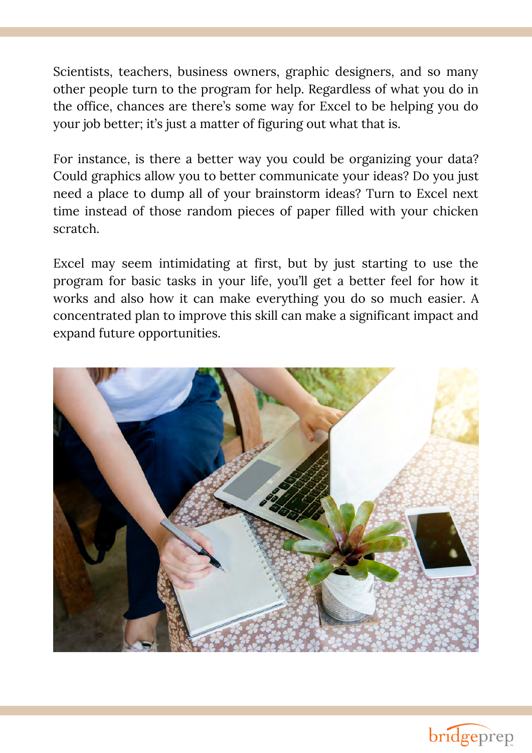Scientists, teachers, business owners, graphic designers, and so many other people turn to the program for help. Regardless of what you do in the office, chances are there's some way for Excel to be helping you do your job better; it's just a matter of figuring out what that is.

For instance, is there a better way you could be organizing your data? Could graphics allow you to better communicate your ideas? Do you just need a place to dump all of your brainstorm ideas? Turn to Excel next time instead of those random pieces of paper filled with your chicken scratch.

Excel may seem intimidating at first, but by just starting to use the program for basic tasks in your life, you'll get a better feel for how it works and also how it can make everything you do so much easier. A concentrated plan to improve this skill can make a significant impact and expand future opportunities.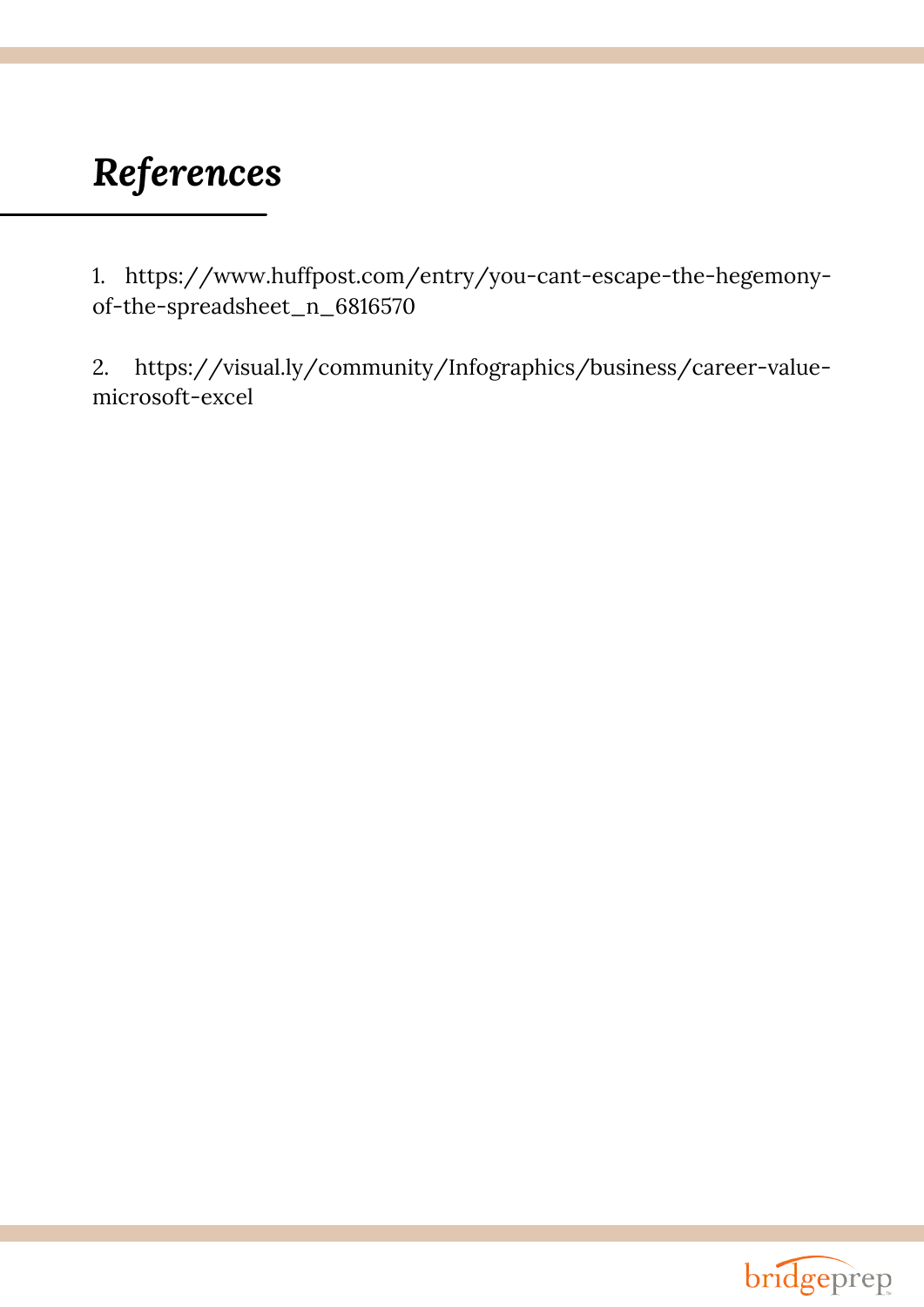# *References*

1. https://www.huffpost.com/entry/you-cant-escape-the-hegemony-of-the-spreadsheet_n_6816570

2. https://visual.ly/community/Infographics/business/career-value-microsoft-excel